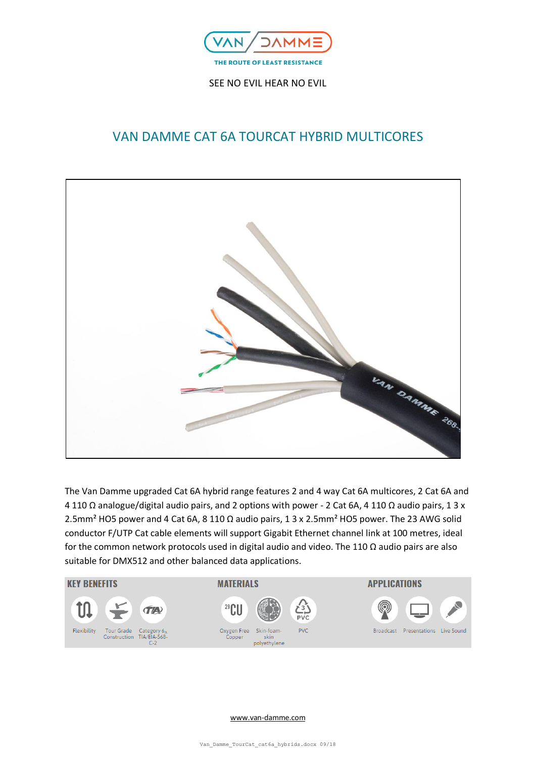VAN DAMME

THE ROUTE OF LEAST RESISTANCE

SEE NO EVIL HEAR NO EVIL

# VAN DAMME CAT 6A TOURCAT HYBRID MULTICORES

The Van Damme upgraded Cat 6A hybrid range features 2 and 4 way Cat 6A multicores, 2 Cat 6A and 4 110 Ω analogue/digital audio pairs, and 2 options with power - 2 Cat 6A, 4 110 Ω audio pairs, 1 3 x 2.5mm² HO5 power and 4 Cat 6A, 8 110 Ω audio pairs, 1 3 x 2.5mm² HO5 power. The 23 AWG solid conductor F/UTP Cat cable elements will support Gigabit Ethernet channel link at 100 metres, ideal for the common network protocols used in digital audio and video. The 110 Ω audio pairs are also suitable for DMX512 and other balanced data applications.

| KEY BENEFITS | MATERIALS | APPLICATIONS |
| --- | --- | --- |
| Flexibility | Oxygen Free Copper | Broadcast |
| Tour Grade Construction | Skin-foam-skin polyethylene | Presentations |
| Category $6_A$ TIA/EIA-568-C-2 | PVC | Live Sound |

www.van-damme.com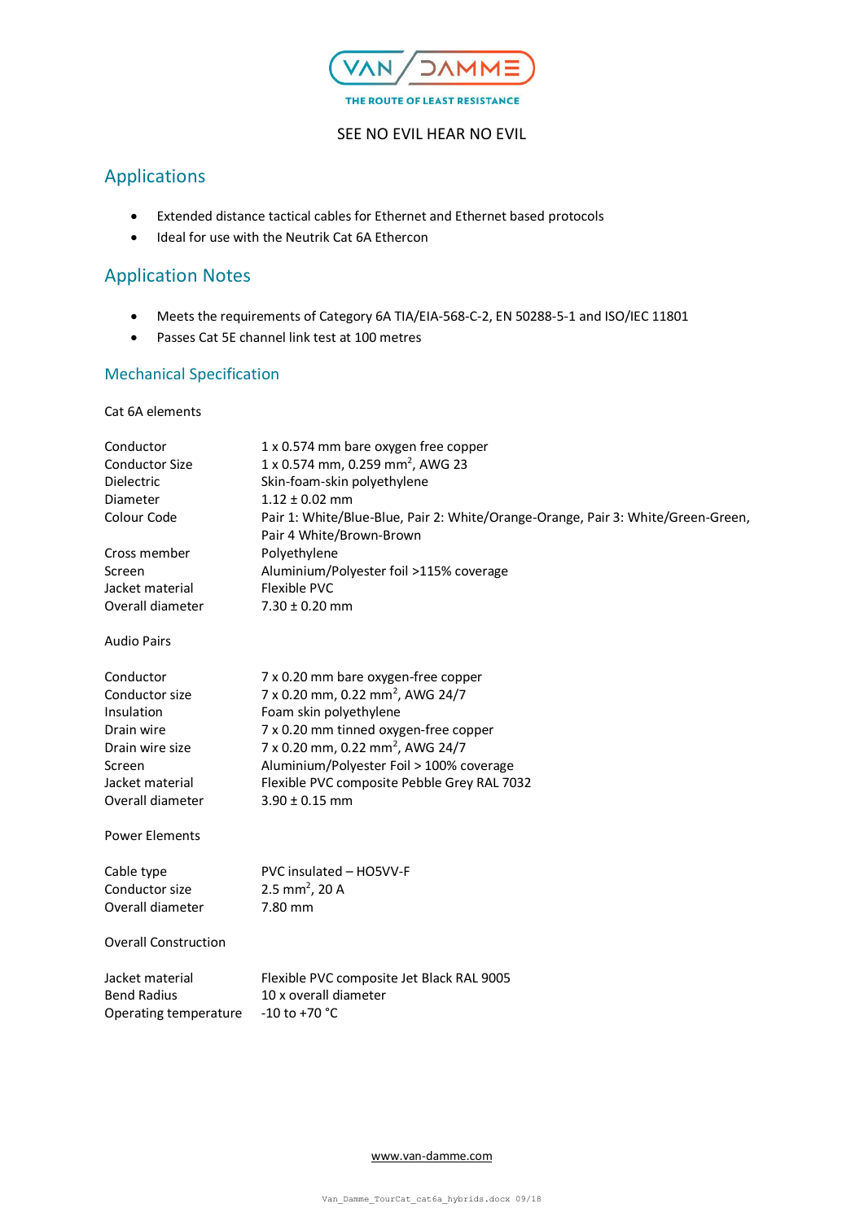SEE NO EVIL HEAR NO EVIL

## Applications

- Extended distance tactical cables for Ethernet and Ethernet based protocols
- Ideal for use with the Neutrik Cat 6A Ethercon

## Application Notes

- Meets the requirements of Category 6A TIA/EIA-568-C-2, EN 50288-5-1 and ISO/IEC 11801
- Passes Cat 5E channel link test at 100 metres

### Mechanical Specification

Cat 6A elements

| | |
|---|---|
| Conductor | 1 x 0.574 mm bare oxygen free copper |
| Conductor Size | 1 x 0.574 mm, 0.259 mm$^2$, AWG 23 |
| Dielectric | Skin-foam-skin polyethylene |
| Diameter | 1.12 ± 0.02 mm |
| Colour Code | Pair 1: White/Blue-Blue, Pair 2: White/Orange-Orange, Pair 3: White/Green-Green, Pair 4 White/Brown-Brown |
| Cross member | Polyethylene |
| Screen | Aluminium/Polyester foil >115% coverage |
| Jacket material | Flexible PVC |
| Overall diameter | 7.30 ± 0.20 mm |

Audio Pairs

| | |
|---|---|
| Conductor | 7 x 0.20 mm bare oxygen-free copper |
| Conductor size | 7 x 0.20 mm, 0.22 mm$^2$, AWG 24/7 |
| Insulation | Foam skin polyethylene |
| Drain wire | 7 x 0.20 mm tinned oxygen-free copper |
| Drain wire size | 7 x 0.20 mm, 0.22 mm$^2$, AWG 24/7 |
| Screen | Aluminium/Polyester Foil > 100% coverage |
| Jacket material | Flexible PVC composite Pebble Grey RAL 7032 |
| Overall diameter | 3.90 ± 0.15 mm |

Power Elements

| | |
|---|---|
| Cable type | PVC insulated – HO5VV-F |
| Conductor size | 2.5 mm$^2$, 20 A |
| Overall diameter | 7.80 mm |

Overall Construction

| | |
|---|---|
| Jacket material | Flexible PVC composite Jet Black RAL 9005 |
| Bend Radius | 10 x overall diameter |
| Operating temperature | -10 to +70 °C |

www.van-damme.com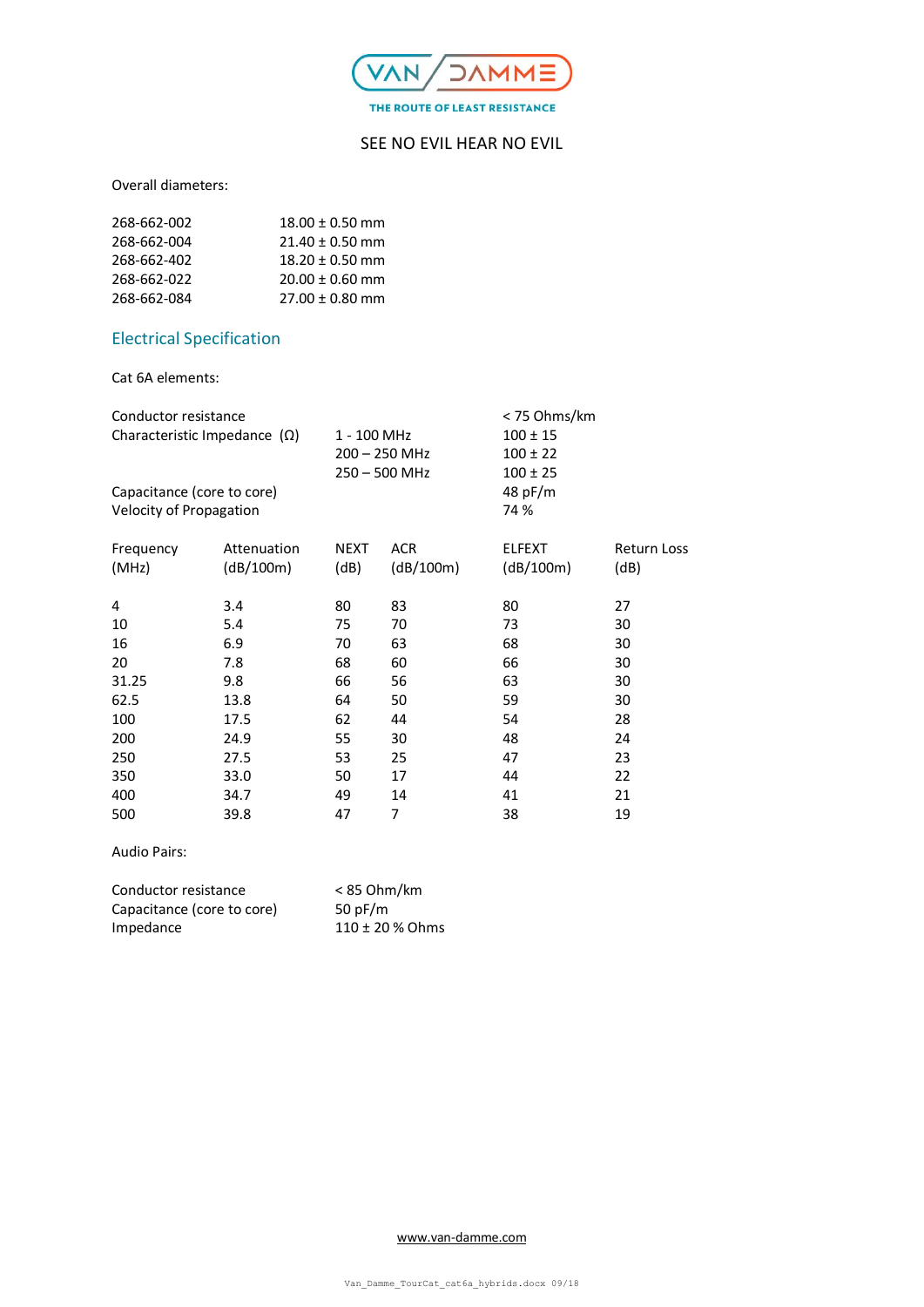SEE NO EVIL HEAR NO EVIL

Overall diameters:

| | |
|---|---|
| 268-662-002 | 18.00 ± 0.50 mm |
| 268-662-004 | 21.40 ± 0.50 mm |
| 268-662-402 | 18.20 ± 0.50 mm |
| 268-662-022 | 20.00 ± 0.60 mm |
| 268-662-084 | 27.00 ± 0.80 mm |

## Electrical Specification

Cat 6A elements:

| | | |
|---|---|---|
| Conductor resistance | | < 75 Ohms/km |
| Characteristic Impedance (Ω) | 1 - 100 MHz | 100 ± 15 |
| | 200 – 250 MHz | 100 ± 22 |
| | 250 – 500 MHz | 100 ± 25 |
| Capacitance (core to core) | | 48 pF/m |
| Velocity of Propagation | | 74 % |

| Frequency (MHz) | Attenuation (dB/100m) | NEXT (dB) | ACR (dB/100m) | ELFEXT (dB/100m) | Return Loss (dB) |
|---|---|---|---|---|---|
| 4 | 3.4 | 80 | 83 | 80 | 27 |
| 10 | 5.4 | 75 | 70 | 73 | 30 |
| 16 | 6.9 | 70 | 63 | 68 | 30 |
| 20 | 7.8 | 68 | 60 | 66 | 30 |
| 31.25 | 9.8 | 66 | 56 | 63 | 30 |
| 62.5 | 13.8 | 64 | 50 | 59 | 30 |
| 100 | 17.5 | 62 | 44 | 54 | 28 |
| 200 | 24.9 | 55 | 30 | 48 | 24 |
| 250 | 27.5 | 53 | 25 | 47 | 23 |
| 350 | 33.0 | 50 | 17 | 44 | 22 |
| 400 | 34.7 | 49 | 14 | 41 | 21 |
| 500 | 39.8 | 47 | 7 | 38 | 19 |

Audio Pairs:

| | |
|---|---|
| Conductor resistance | < 85 Ohm/km |
| Capacitance (core to core) | 50 pF/m |
| Impedance | 110 ± 20 % Ohms |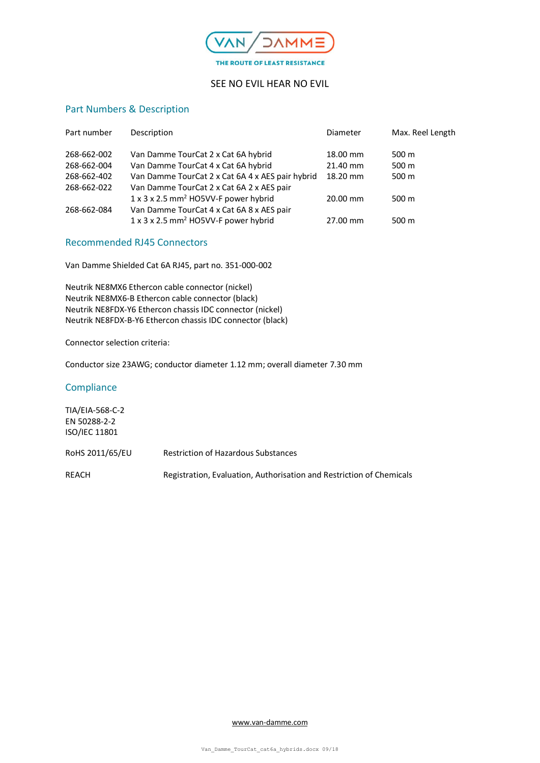SEE NO EVIL HEAR NO EVIL

## Part Numbers & Description

| Part number | Description | Diameter | Max. Reel Length |
|---|---|---|---|
| 268-662-002 | Van Damme TourCat 2 x Cat 6A hybrid | 18.00 mm | 500 m |
| 268-662-004 | Van Damme TourCat 4 x Cat 6A hybrid | 21.40 mm | 500 m |
| 268-662-402 | Van Damme TourCat 2 x Cat 6A 4 x AES pair hybrid | 18.20 mm | 500 m |
| 268-662-022 | Van Damme TourCat 2 x Cat 6A 2 x AES pair 1 x 3 x 2.5 mm$^2$ HO5VV-F power hybrid | 20.00 mm | 500 m |
| 268-662-084 | Van Damme TourCat 4 x Cat 6A 8 x AES pair 1 x 3 x 2.5 mm$^2$ HO5VV-F power hybrid | 27.00 mm | 500 m |

## Recommended RJ45 Connectors

Van Damme Shielded Cat 6A RJ45, part no. 351-000-002

Neutrik NE8MX6 Ethercon cable connector (nickel)
Neutrik NE8MX6-B Ethercon cable connector (black)
Neutrik NE8FDX-Y6 Ethercon chassis IDC connector (nickel)
Neutrik NE8FDX-B-Y6 Ethercon chassis IDC connector (black)

Connector selection criteria:

Conductor size 23AWG; conductor diameter 1.12 mm; overall diameter 7.30 mm

## Compliance

TIA/EIA-568-C-2
EN 50288-2-2
ISO/IEC 11801

| | |
|---|---|
| RoHS 2011/65/EU | Restriction of Hazardous Substances |
| REACH | Registration, Evaluation, Authorisation and Restriction of Chemicals |

www.van-damme.com

Van_Damme_TourCat_cat6a_hybrids.docx 09/18